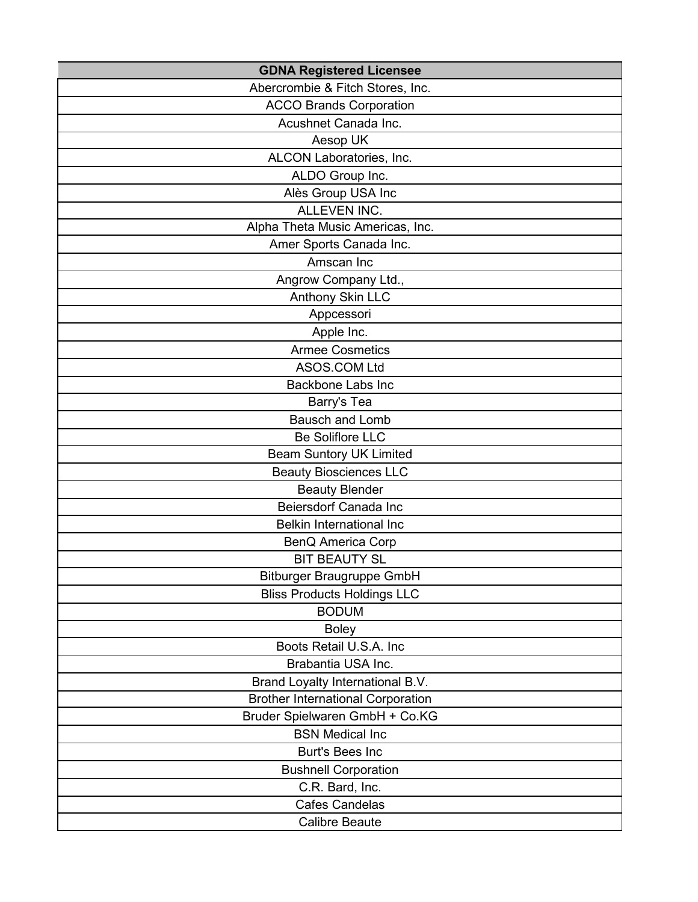| GDNA Registered Licensee |
|---|
| Abercrombie & Fitch Stores, Inc. |
| ACCO Brands Corporation |
| Acushnet Canada Inc. |
| Aesop UK |
| ALCON Laboratories, Inc. |
| ALDO Group Inc. |
| Alès Group USA Inc |
| ALLEVEN INC. |
| Alpha Theta Music Americas, Inc. |
| Amer Sports Canada Inc. |
| Amscan Inc |
| Angrow Company Ltd., |
| Anthony Skin LLC |
| Appcessori |
| Apple Inc. |
| Armee Cosmetics |
| ASOS.COM Ltd |
| Backbone Labs Inc |
| Barry's Tea |
| Bausch and Lomb |
| Be Soliflore LLC |
| Beam Suntory UK Limited |
| Beauty Biosciences LLC |
| Beauty Blender |
| Beiersdorf Canada Inc |
| Belkin International Inc |
| BenQ America Corp |
| BIT BEAUTY SL |
| Bitburger Braugruppe GmbH |
| Bliss Products Holdings LLC |
| BODUM |
| Boley |
| Boots Retail U.S.A. Inc |
| Brabantia USA Inc. |
| Brand Loyalty International B.V. |
| Brother International Corporation |
| Bruder Spielwaren GmbH + Co.KG |
| BSN Medical Inc |
| Burt's Bees Inc |
| Bushnell Corporation |
| C.R. Bard, Inc. |
| Cafes Candelas |
| Calibre Beaute |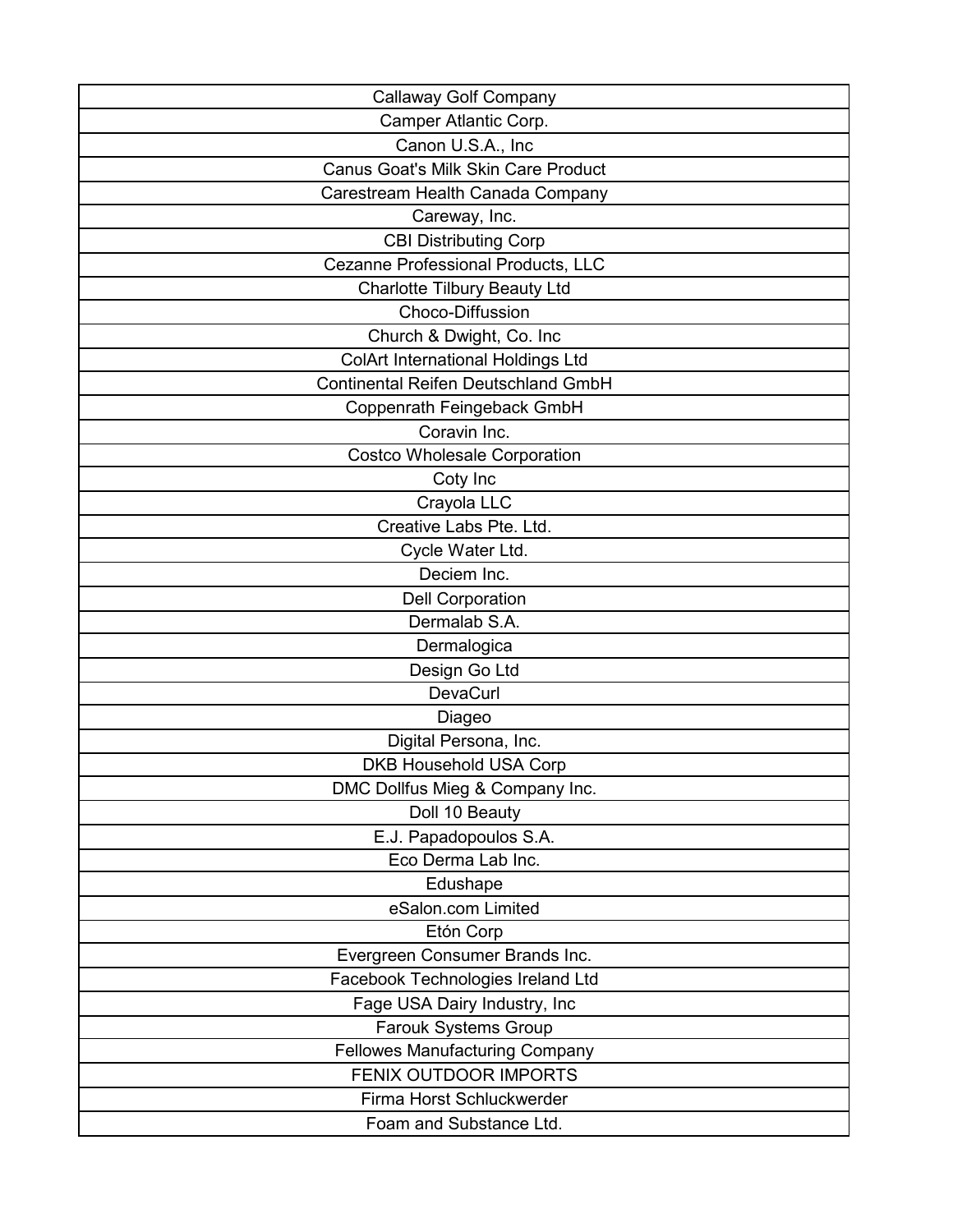| Callaway Golf Company |
| --- |
| Camper Atlantic Corp. |
| Canon U.S.A., Inc |
| Canus Goat's Milk Skin Care Product |
| Carestream Health Canada Company |
| Careway, Inc. |
| CBI Distributing Corp |
| Cezanne Professional Products, LLC |
| Charlotte Tilbury Beauty Ltd |
| Choco-Diffussion |
| Church & Dwight, Co. Inc |
| ColArt International Holdings Ltd |
| Continental Reifen Deutschland GmbH |
| Coppenrath Feingeback GmbH |
| Coravin Inc. |
| Costco Wholesale Corporation |
| Coty Inc |
| Crayola LLC |
| Creative Labs Pte. Ltd. |
| Cycle Water Ltd. |
| Deciem Inc. |
| Dell Corporation |
| Dermalab S.A. |
| Dermalogica |
| Design Go Ltd |
| DevaCurl |
| Diageo |
| Digital Persona, Inc. |
| DKB Household USA Corp |
| DMC Dollfus Mieg & Company Inc. |
| Doll 10 Beauty |
| E.J. Papadopoulos S.A. |
| Eco Derma Lab Inc. |
| Edushape |
| eSalon.com Limited |
| Etón Corp |
| Evergreen Consumer Brands Inc. |
| Facebook Technologies Ireland Ltd |
| Fage USA Dairy Industry, Inc |
| Farouk Systems Group |
| Fellowes Manufacturing Company |
| FENIX OUTDOOR IMPORTS |
| Firma Horst Schluckwerder |
| Foam and Substance Ltd. |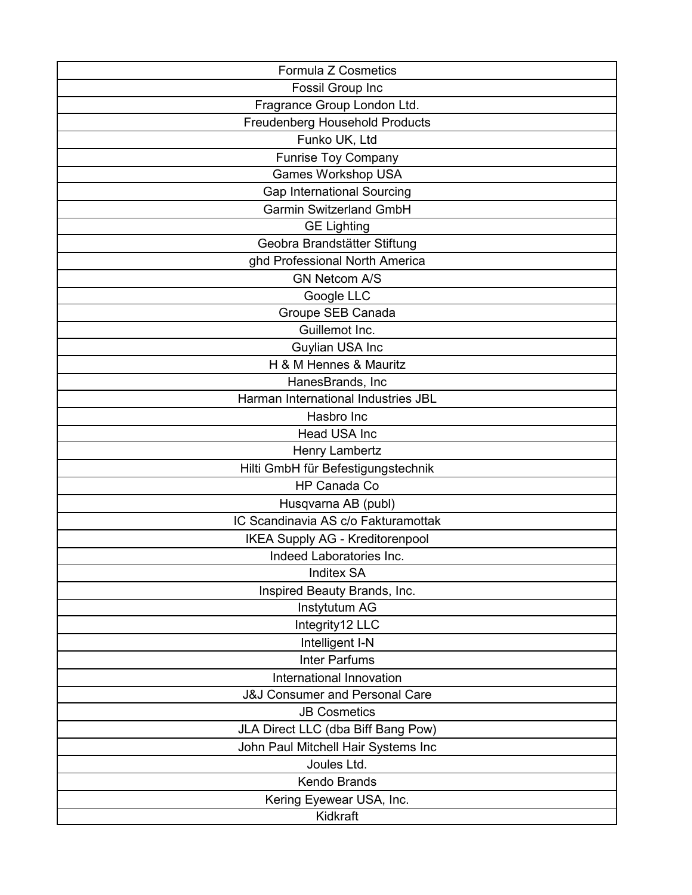| Formula Z Cosmetics |
|---|
| Fossil Group Inc |
| Fragrance Group London Ltd. |
| Freudenberg Household Products |
| Funko UK, Ltd |
| Funrise Toy Company |
| Games Workshop USA |
| Gap International Sourcing |
| Garmin Switzerland GmbH |
| GE Lighting |
| Geobra Brandstätter Stiftung |
| ghd Professional North America |
| GN Netcom A/S |
| Google LLC |
| Groupe SEB Canada |
| Guillemot Inc. |
| Guylian USA Inc |
| H & M Hennes & Mauritz |
| HanesBrands, Inc |
| Harman International Industries JBL |
| Hasbro Inc |
| Head USA Inc |
| Henry Lambertz |
| Hilti GmbH für Befestigungstechnik |
| HP Canada Co |
| Husqvarna AB (publ) |
| IC Scandinavia AS c/o Fakturamottak |
| IKEA Supply AG - Kreditorenpool |
| Indeed Laboratories Inc. |
| Inditex SA |
| Inspired Beauty Brands, Inc. |
| Instytutum AG |
| Integrity12 LLC |
| Intelligent I-N |
| Inter Parfums |
| International Innovation |
| J&J Consumer and Personal Care |
| JB Cosmetics |
| JLA Direct LLC (dba Biff Bang Pow) |
| John Paul Mitchell Hair Systems Inc |
| Joules Ltd. |
| Kendo Brands |
| Kering Eyewear USA, Inc. |
| Kidkraft |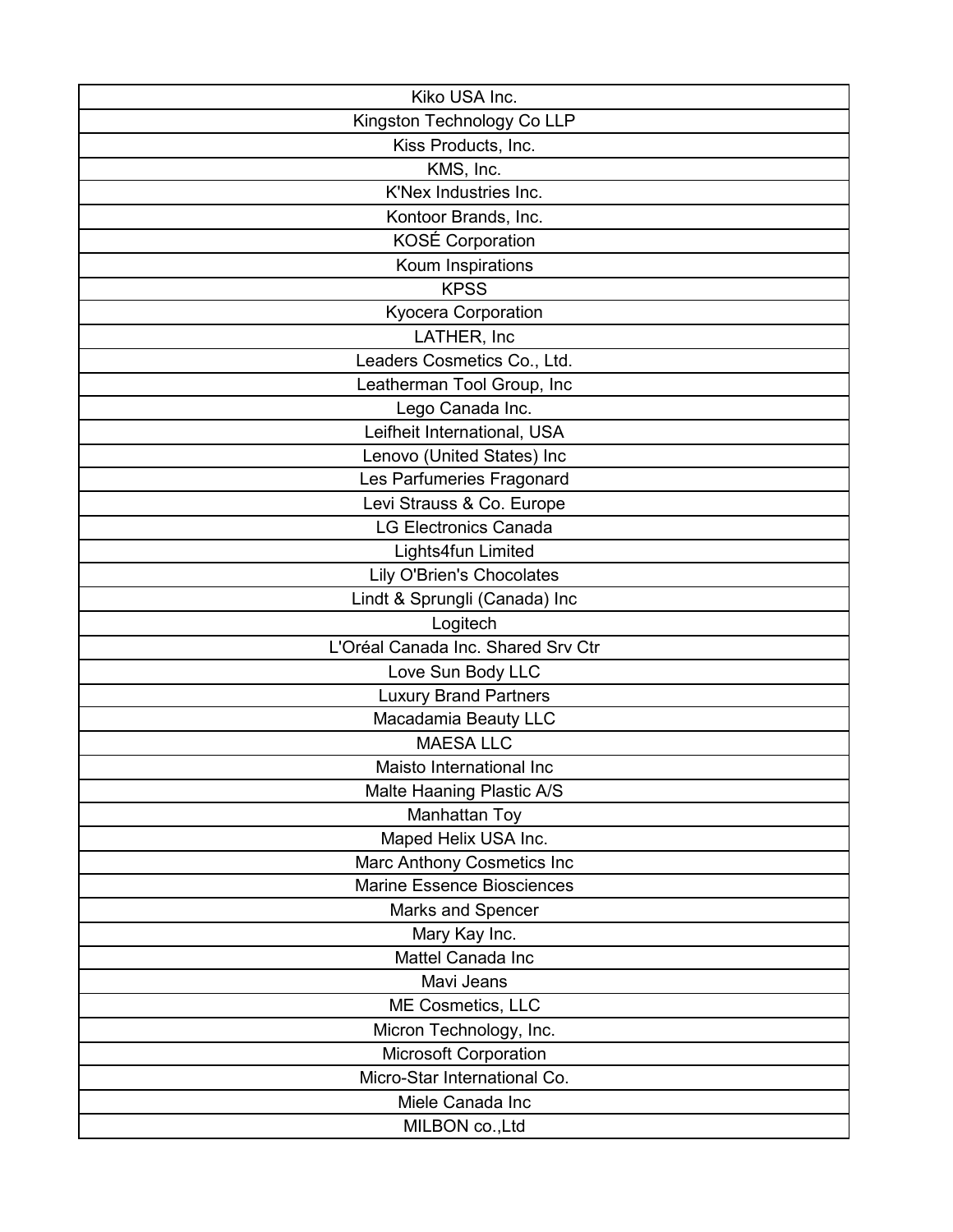| Kiko USA Inc. |
|---|
| Kingston Technology Co LLP |
| Kiss Products, Inc. |
| KMS, Inc. |
| K'Nex Industries Inc. |
| Kontoor Brands, Inc. |
| KOSÉ Corporation |
| Koum Inspirations |
| KPSS |
| Kyocera Corporation |
| LATHER, Inc |
| Leaders Cosmetics Co., Ltd. |
| Leatherman Tool Group, Inc |
| Lego Canada Inc. |
| Leifheit International, USA |
| Lenovo (United States) Inc |
| Les Parfumeries Fragonard |
| Levi Strauss & Co. Europe |
| LG Electronics Canada |
| Lights4fun Limited |
| Lily O'Brien's Chocolates |
| Lindt & Sprungli (Canada) Inc |
| Logitech |
| L'Oréal Canada Inc. Shared Srv Ctr |
| Love Sun Body LLC |
| Luxury Brand Partners |
| Macadamia Beauty LLC |
| MAESA LLC |
| Maisto International Inc |
| Malte Haaning Plastic A/S |
| Manhattan Toy |
| Maped Helix USA Inc. |
| Marc Anthony Cosmetics Inc |
| Marine Essence Biosciences |
| Marks and Spencer |
| Mary Kay Inc. |
| Mattel Canada Inc |
| Mavi Jeans |
| ME Cosmetics, LLC |
| Micron Technology, Inc. |
| Microsoft Corporation |
| Micro-Star International Co. |
| Miele Canada Inc |
| MILBON co.,Ltd |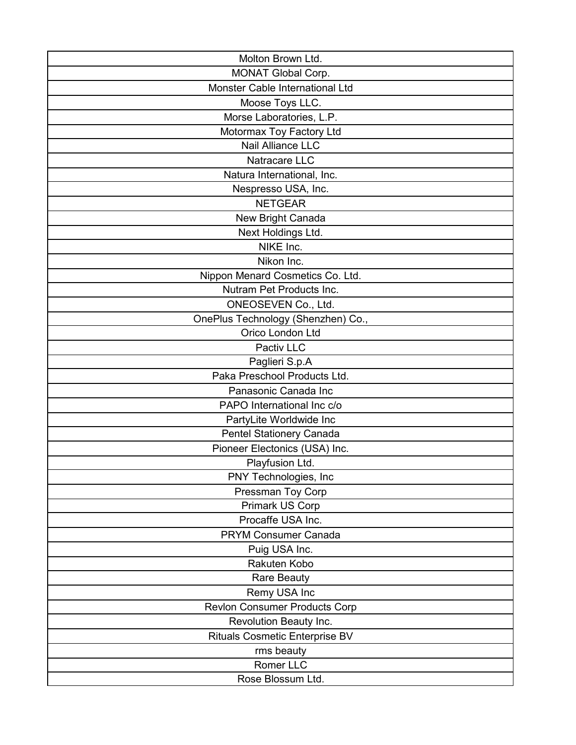| |
|---|
| Molton Brown Ltd. |
| MONAT Global Corp. |
| Monster Cable International Ltd |
| Moose Toys LLC. |
| Morse Laboratories, L.P. |
| Motormax Toy Factory Ltd |
| Nail Alliance LLC |
| Natracare LLC |
| Natura International, Inc. |
| Nespresso USA, Inc. |
| NETGEAR |
| New Bright Canada |
| Next Holdings Ltd. |
| NIKE Inc. |
| Nikon Inc. |
| Nippon Menard Cosmetics Co. Ltd. |
| Nutram Pet Products Inc. |
| ONEOSEVEN Co., Ltd. |
| OnePlus Technology (Shenzhen) Co., |
| Orico London Ltd |
| Pactiv LLC |
| Paglieri S.p.A |
| Paka Preschool Products Ltd. |
| Panasonic Canada Inc |
| PAPO International Inc c/o |
| PartyLite Worldwide Inc |
| Pentel Stationery Canada |
| Pioneer Electonics (USA) Inc. |
| Playfusion Ltd. |
| PNY Technologies, Inc |
| Pressman Toy Corp |
| Primark US Corp |
| Procaffe USA Inc. |
| PRYM Consumer Canada |
| Puig USA Inc. |
| Rakuten Kobo |
| Rare Beauty |
| Remy USA Inc |
| Revlon Consumer Products Corp |
| Revolution Beauty Inc. |
| Rituals Cosmetic Enterprise BV |
| rms beauty |
| Romer LLC |
| Rose Blossum Ltd. |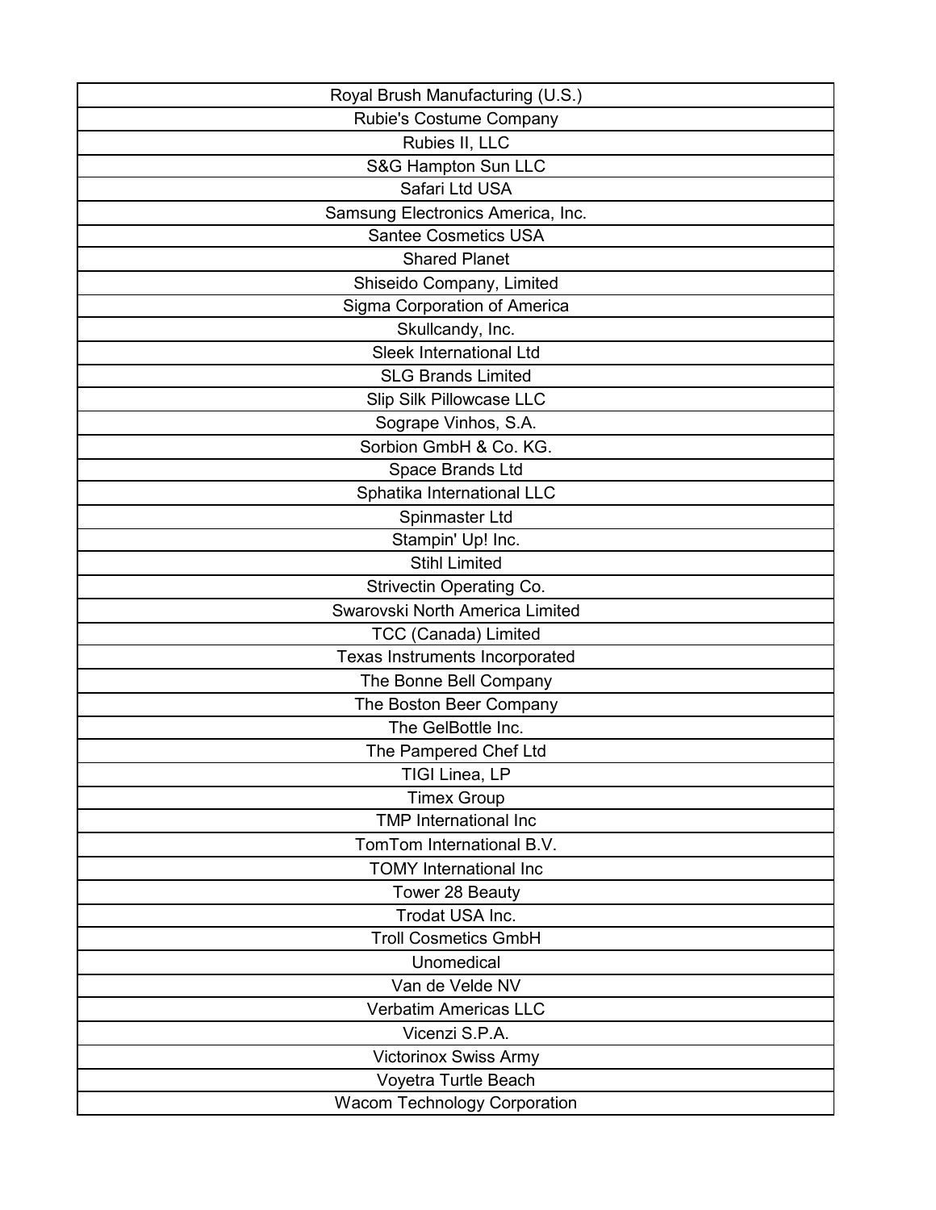| Royal Brush Manufacturing (U.S.) |
| --- |
| Rubie's Costume Company |
| Rubies II, LLC |
| S&G Hampton Sun LLC |
| Safari Ltd USA |
| Samsung Electronics America, Inc. |
| Santee Cosmetics USA |
| Shared Planet |
| Shiseido Company, Limited |
| Sigma Corporation of America |
| Skullcandy, Inc. |
| Sleek International Ltd |
| SLG Brands Limited |
| Slip Silk Pillowcase LLC |
| Sogrape Vinhos, S.A. |
| Sorbion GmbH & Co. KG. |
| Space Brands Ltd |
| Sphatika International LLC |
| Spinmaster Ltd |
| Stampin' Up! Inc. |
| Stihl Limited |
| Strivectin Operating Co. |
| Swarovski North America Limited |
| TCC (Canada) Limited |
| Texas Instruments Incorporated |
| The Bonne Bell Company |
| The Boston Beer Company |
| The GelBottle Inc. |
| The Pampered Chef Ltd |
| TIGI Linea, LP |
| Timex Group |
| TMP International Inc |
| TomTom International B.V. |
| TOMY International Inc |
| Tower 28 Beauty |
| Trodat USA Inc. |
| Troll Cosmetics GmbH |
| Unomedical |
| Van de Velde NV |
| Verbatim Americas LLC |
| Vicenzi S.P.A. |
| Victorinox Swiss Army |
| Voyetra Turtle Beach |
| Wacom Technology Corporation |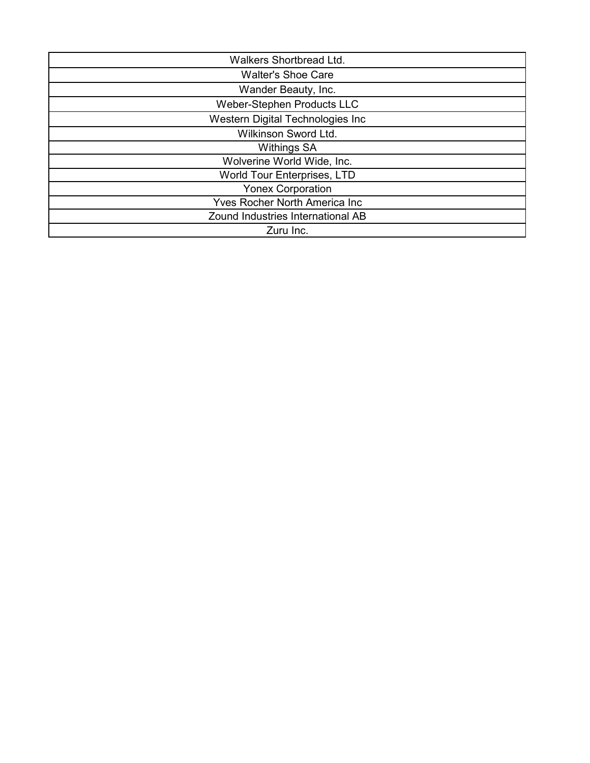| |
| --- |
| Walkers Shortbread Ltd. |
| Walter's Shoe Care |
| Wander Beauty, Inc. |
| Weber-Stephen Products LLC |
| Western Digital Technologies Inc |
| Wilkinson Sword Ltd. |
| Withings SA |
| Wolverine World Wide, Inc. |
| World Tour Enterprises, LTD |
| Yonex Corporation |
| Yves Rocher North America Inc |
| Zound Industries International AB |
| Zuru Inc. |